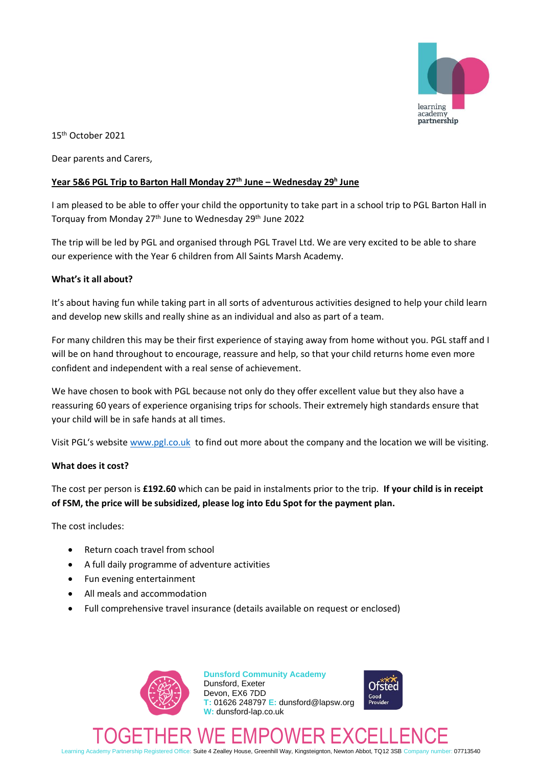15th October 2021

Dear parents and Carers,

**Year 5&6 PGL Trip to Barton Hall Monday 27th June – Wednesday 29h June**

I am pleased to be able to offer your child the opportunity to take part in a school trip to PGL Barton Hall in Torquay from Monday 27th June to Wednesday 29th June 2022

The trip will be led by PGL and organised through PGL Travel Ltd. We are very excited to be able to share our experience with the Year 6 children from All Saints Marsh Academy.

**What's it all about?**

It's about having fun while taking part in all sorts of adventurous activities designed to help your child learn and develop new skills and really shine as an individual and also as part of a team.

For many children this may be their first experience of staying away from home without you. PGL staff and I will be on hand throughout to encourage, reassure and help, so that your child returns home even more confident and independent with a real sense of achievement.

We have chosen to book with PGL because not only do they offer excellent value but they also have a reassuring 60 years of experience organising trips for schools. Their extremely high standards ensure that your child will be in safe hands at all times.

Visit PGL's website [www.pgl.co.uk](http://www.pgl.co.uk) to find out more about the company and the location we will be visiting.

**What does it cost?**

The cost per person is **£192.60** which can be paid in instalments prior to the trip. **If your child is in receipt of FSM, the price will be subsidized, please log into Edu Spot for the payment plan.**

The cost includes:

- Return coach travel from school
- A full daily programme of adventure activities
- Fun evening entertainment
- All meals and accommodation
- Full comprehensive travel insurance (details available on request or enclosed)

**Dunsford Community Academy**
Dunsford, Exeter
Devon, EX6 7DD
T: 01626 248797 E: dunsford@lapsw.org
W: dunsford-lap.co.uk

TOGETHER WE EMPOWER EXCELLENCE

Learning Academy Partnership Registered Office: Suite 4 Zealley House, Greenhill Way, Kingsteignton, Newton Abbot, TQ12 3SB Company number: 07713540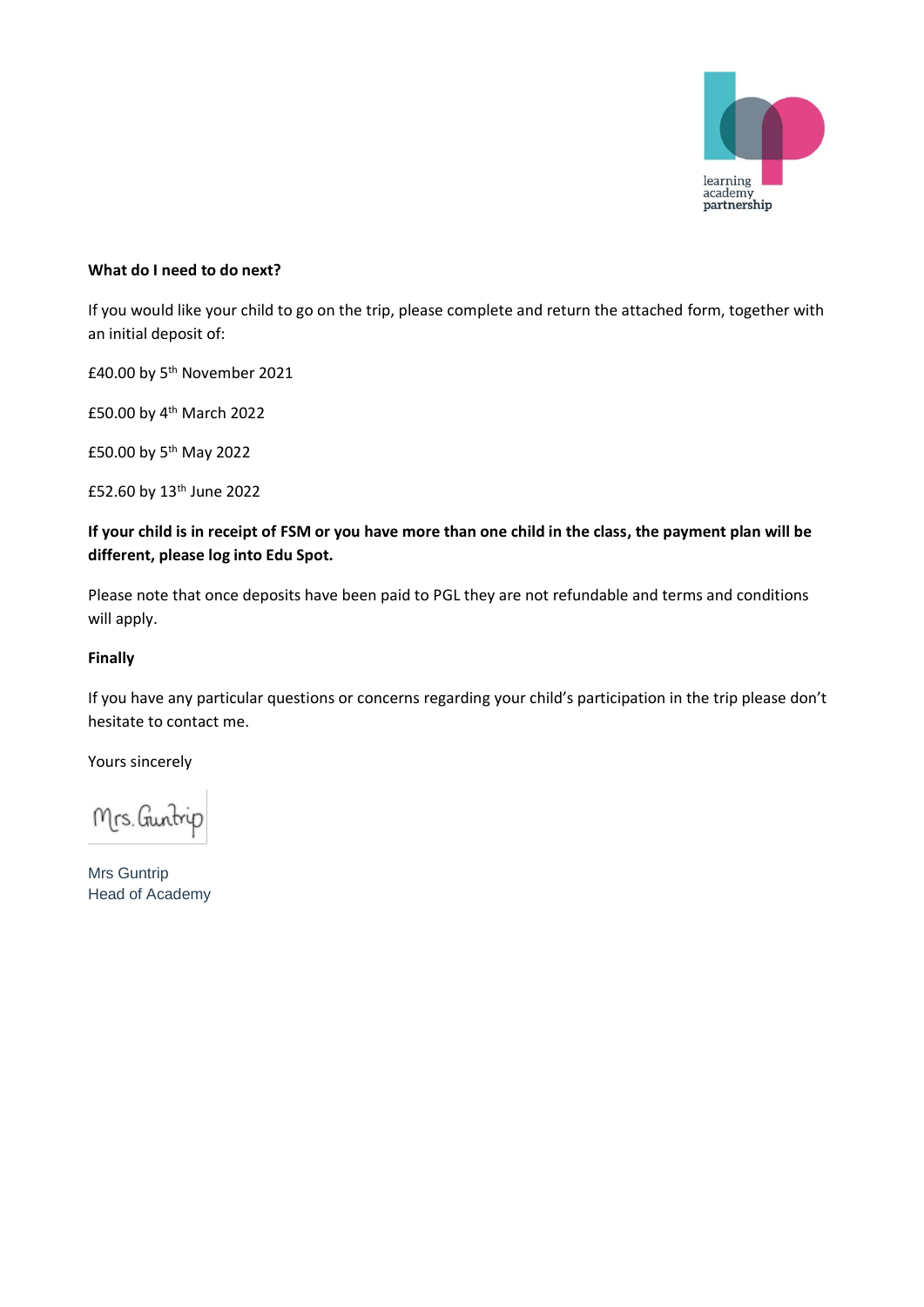**What do I need to do next?**

If you would like your child to go on the trip, please complete and return the attached form, together with an initial deposit of:

£40.00 by 5th November 2021

£50.00 by 4th March 2022

£50.00 by 5th May 2022

£52.60 by 13th June 2022

**If your child is in receipt of FSM or you have more than one child in the class, the payment plan will be different, please log into Edu Spot.**

Please note that once deposits have been paid to PGL they are not refundable and terms and conditions will apply.

**Finally**

If you have any particular questions or concerns regarding your child's participation in the trip please don't hesitate to contact me.

Yours sincerely

Mrs. Guntrip

Mrs Guntrip
Head of Academy